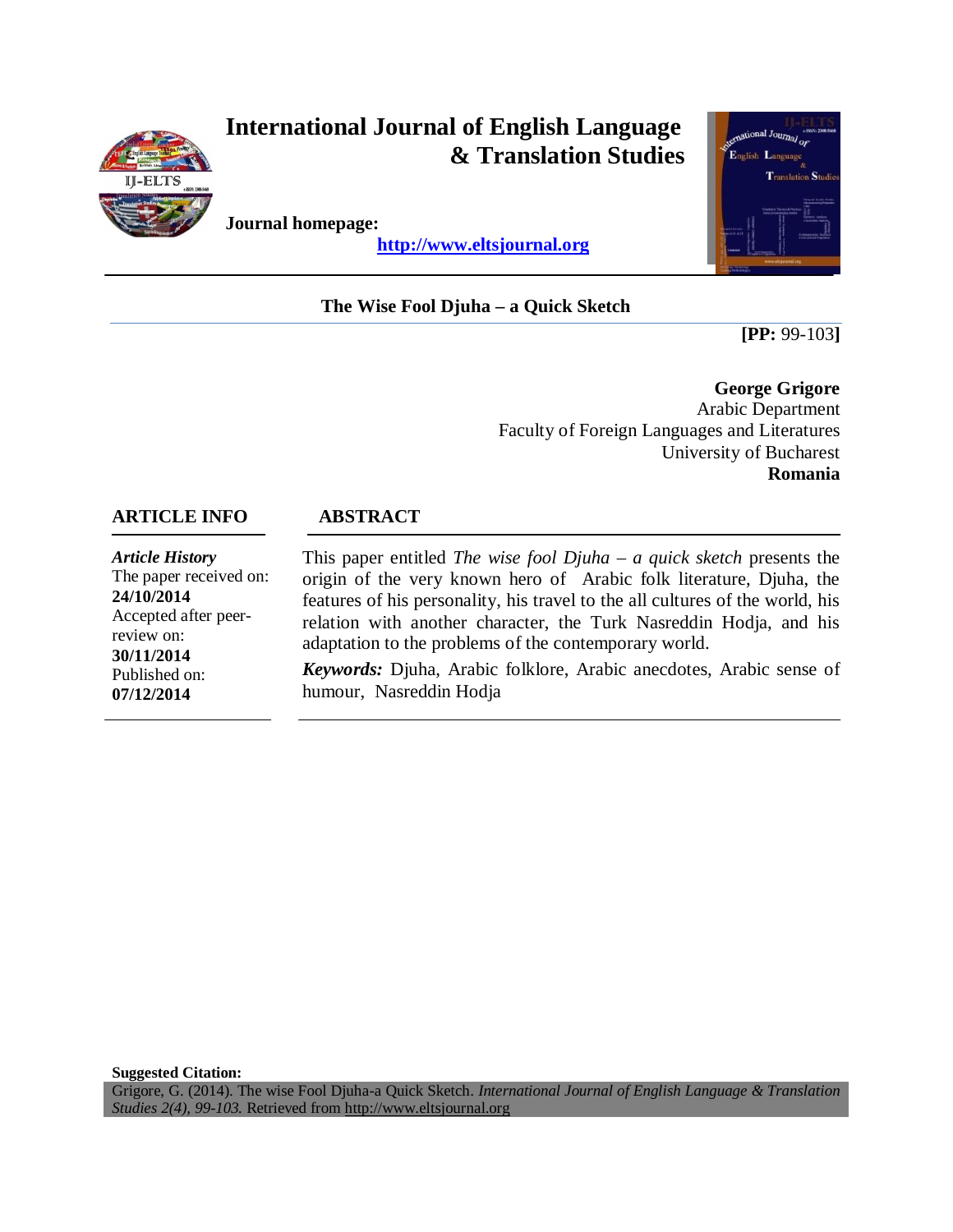# International Journal of English Language & Translation Studies

**Journal homepage:**

**http://www.eltsjournal.org**

## The Wise Fool Djuha – a Quick Sketch

**[PP:** 99-103**]**

**George Grigore**
Arabic Department
Faculty of Foreign Languages and Literatures
University of Bucharest
**Romania**

### ARTICLE INFO

***Article History***
The paper received on: **24/10/2014**
Accepted after peer-review on: **30/11/2014**
Published on: **07/12/2014**

### ABSTRACT

This paper entitled *The wise fool Djuha – a quick sketch* presents the origin of the very known hero of Arabic folk literature, Djuha, the features of his personality, his travel to the all cultures of the world, his relation with another character, the Turk Nasreddin Hodja, and his adaptation to the problems of the contemporary world.

***Keywords:*** Djuha, Arabic folklore, Arabic anecdotes, Arabic sense of humour, Nasreddin Hodja

**Suggested Citation:**
Grigore, G. (2014). The wise Fool Djuha-a Quick Sketch. *International Journal of English Language & Translation Studies 2(4), 99-103.* Retrieved from http://www.eltsjournal.org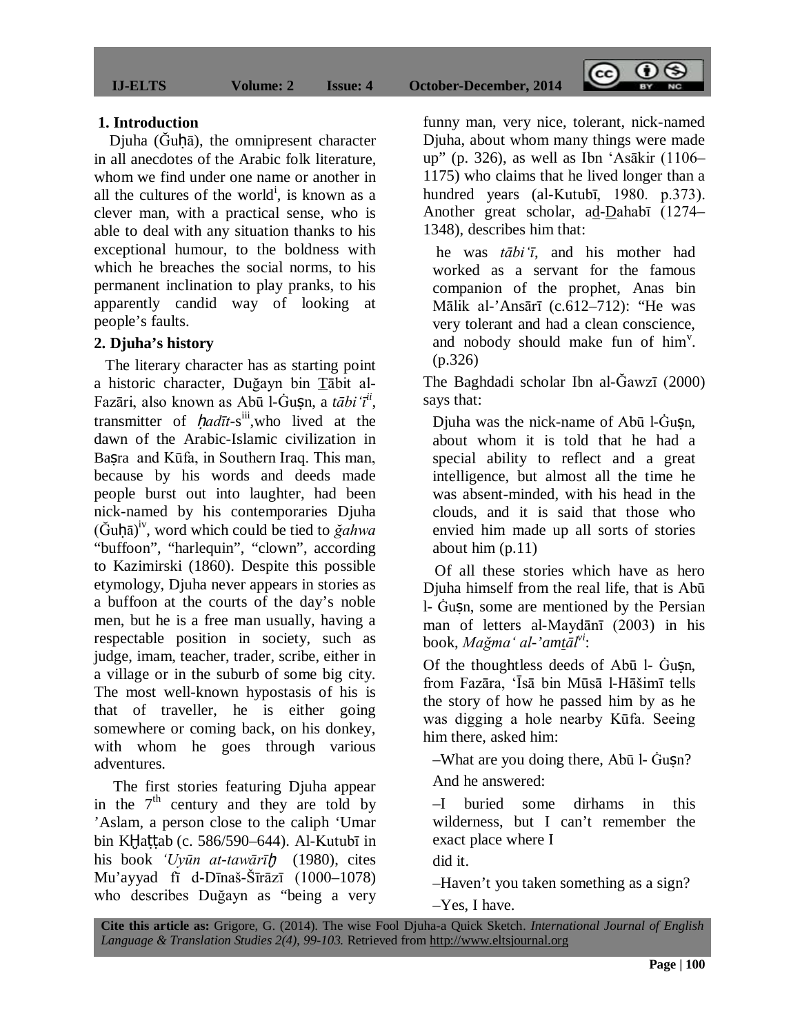## 1. Introduction

Djuha (Ǧuḥā), the omnipresent character in all anecdotes of the Arabic folk literature, whom we find under one name or another in all the cultures of the world[i], is known as a clever man, with a practical sense, who is able to deal with any situation thanks to his exceptional humour, to the boldness with which he breaches the social norms, to his permanent inclination to play pranks, to his apparently candid way of looking at people's faults.

## 2. Djuha's history

The literary character has as starting point a historic character, Duğayn bin Ṯābit al-Fazāri, also known as Abū l-Ġuṣn, a *tābiʻī*[ii], transmitter of *ḥadīt*-s[iii],who lived at the dawn of the Arabic-Islamic civilization in Baṣra and Kūfa, in Southern Iraq. This man, because by his words and deeds made people burst out into laughter, had been nick-named by his contemporaries Djuha (Ǧuḥā)[iv], word which could be tied to *ǧahwa* "buffoon", "harlequin", "clown", according to Kazimirski (1860). Despite this possible etymology, Djuha never appears in stories as a buffoon at the courts of the day's noble men, but he is a free man usually, having a respectable position in society, such as judge, imam, teacher, trader, scribe, either in a village or in the suburb of some big city. The most well-known hypostasis of his is that of traveller, he is either going somewhere or coming back, on his donkey, with whom he goes through various adventures.

The first stories featuring Djuha appear in the 7[th] century and they are told by 'Aslam, a person close to the caliph ʻUmar bin Kḫaṭṭab (c. 586/590–644). Al-Kutubī in his book *ʻUyūn at-tawārīḫ* (1980), cites Mu'ayyad fī d-Dīnaš-Šīrāzī (1000–1078) who describes Duğayn as "being a very funny man, very nice, tolerant, nick-named Djuha, about whom many things were made up" (p. 326), as well as Ibn ʻAsākir (1106–1175) who claims that he lived longer than a hundred years (al-Kutubī, 1980. p.373). Another great scholar, aḏ-Ḏahabī (1274–1348), describes him that:

> he was *tābiʻī*, and his mother had worked as a servant for the famous companion of the prophet, Anas bin Mālik al-'Ansārī (c.612–712): "He was very tolerant and had a clean conscience, and nobody should make fun of him[v]. (p.326)

The Baghdadi scholar Ibn al-Ǧawzī (2000) says that:

> Djuha was the nick-name of Abū l-Ġuṣn, about whom it is told that he had a special ability to reflect and a great intelligence, but almost all the time he was absent-minded, with his head in the clouds, and it is said that those who envied him made up all sorts of stories about him (p.11)

Of all these stories which have as hero Djuha himself from the real life, that is Abū l- Ġuṣn, some are mentioned by the Persian man of letters al-Maydānī (2003) in his book, *Mağmaʻ al-'amṯāl*[vi]:

Of the thoughtless deeds of Abū l- Ġuṣn, from Fazāra, ʻĪsā bin Mūsā l-Hāšimī tells the story of how he passed him by as he was digging a hole nearby Kūfa. Seeing him there, asked him:

> –What are you doing there, Abū l- Ġuṣn?
>
> And he answered:
>
> –I buried some dirhams in this wilderness, but I can't remember the exact place where I did it.
>
> –Haven't you taken something as a sign?
>
> –Yes, I have.

**Cite this article as:** Grigore, G. (2014). The wise Fool Djuha-a Quick Sketch. *International Journal of English Language & Translation Studies 2(4), 99-103.* Retrieved from http://www.eltsjournal.org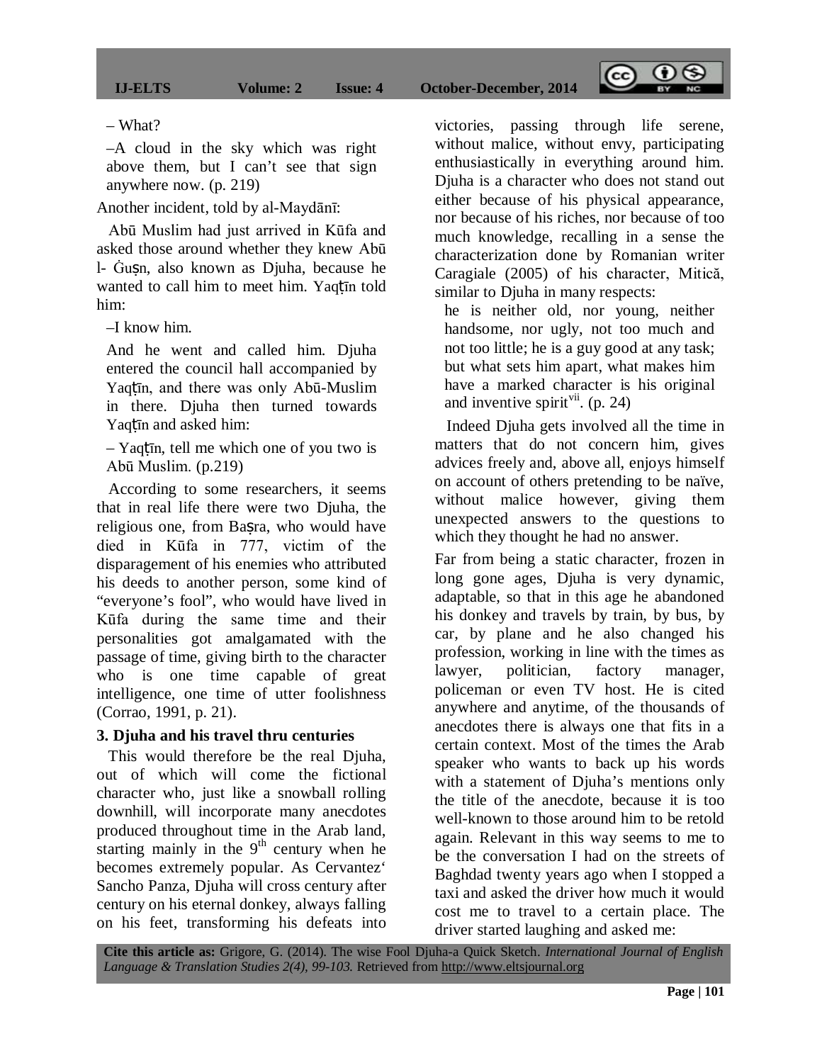– What?

–A cloud in the sky which was right above them, but I can’t see that sign anywhere now. (p. 219)

Another incident, told by al-Maydānī:

Abū Muslim had just arrived in Kūfa and asked those around whether they knew Abū l- Ġuṣn, also known as Djuha, because he wanted to call him to meet him. Yaqṭīn told him:

–I know him.

And he went and called him. Djuha entered the council hall accompanied by Yaqṭīn, and there was only Abū-Muslim in there. Djuha then turned towards Yaqṭīn and asked him:

– Yaqṭīn, tell me which one of you two is Abū Muslim. (p.219)

According to some researchers, it seems that in real life there were two Djuha, the religious one, from Baṣra, who would have died in Kūfa in 777, victim of the disparagement of his enemies who attributed his deeds to another person, some kind of “everyone’s fool”, who would have lived in Kūfa during the same time and their personalities got amalgamated with the passage of time, giving birth to the character who is one time capable of great intelligence, one time of utter foolishness (Corrao, 1991, p. 21).

### 3. Djuha and his travel thru centuries

This would therefore be the real Djuha, out of which will come the fictional character who, just like a snowball rolling downhill, will incorporate many anecdotes produced throughout time in the Arab land, starting mainly in the 9th century when he becomes extremely popular. As Cervantez‘ Sancho Panza, Djuha will cross century after century on his eternal donkey, always falling on his feet, transforming his defeats into victories, passing through life serene, without malice, without envy, participating enthusiastically in everything around him. Djuha is a character who does not stand out either because of his physical appearance, nor because of his riches, nor because of too much knowledge, recalling in a sense the characterization done by Romanian writer Caragiale (2005) of his character, Mitică, similar to Djuha in many respects:

> he is neither old, nor young, neither handsome, nor ugly, not too much and not too little; he is a guy good at any task; but what sets him apart, what makes him have a marked character is his original and inventive spirit[vii]. (p. 24)

Indeed Djuha gets involved all the time in matters that do not concern him, gives advices freely and, above all, enjoys himself on account of others pretending to be naïve, without malice however, giving them unexpected answers to the questions to which they thought he had no answer.

Far from being a static character, frozen in long gone ages, Djuha is very dynamic, adaptable, so that in this age he abandoned his donkey and travels by train, by bus, by car, by plane and he also changed his profession, working in line with the times as lawyer, politician, factory manager, policeman or even TV host. He is cited anywhere and anytime, of the thousands of anecdotes there is always one that fits in a certain context. Most of the times the Arab speaker who wants to back up his words with a statement of Djuha’s mentions only the title of the anecdote, because it is too well-known to those around him to be retold again. Relevant in this way seems to me to be the conversation I had on the streets of Baghdad twenty years ago when I stopped a taxi and asked the driver how much it would cost me to travel to a certain place. The driver started laughing and asked me: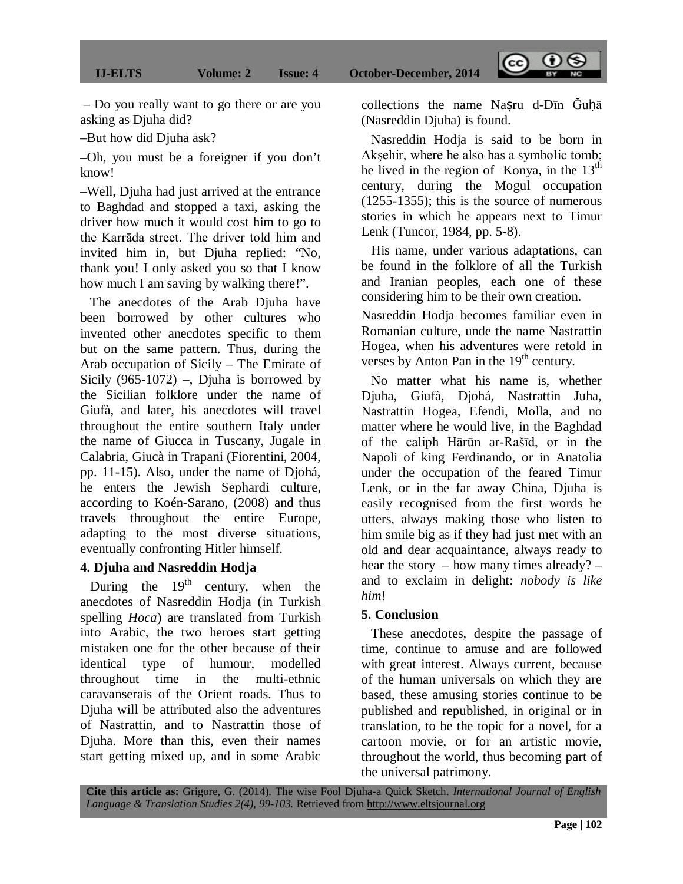– Do you really want to go there or are you asking as Djuha did?

–But how did Djuha ask?

–Oh, you must be a foreigner if you don't know!

–Well, Djuha had just arrived at the entrance to Baghdad and stopped a taxi, asking the driver how much it would cost him to go to the Karrāda street. The driver told him and invited him in, but Djuha replied: "No, thank you! I only asked you so that I know how much I am saving by walking there!".

The anecdotes of the Arab Djuha have been borrowed by other cultures who invented other anecdotes specific to them but on the same pattern. Thus, during the Arab occupation of Sicily – The Emirate of Sicily (965-1072) –, Djuha is borrowed by the Sicilian folklore under the name of Giufà, and later, his anecdotes will travel throughout the entire southern Italy under the name of Giucca in Tuscany, Jugale in Calabria, Giucà in Trapani (Fiorentini, 2004, pp. 11-15). Also, under the name of Djohá, he enters the Jewish Sephardi culture, according to Koén-Sarano, (2008) and thus travels throughout the entire Europe, adapting to the most diverse situations, eventually confronting Hitler himself.

## 4. Djuha and Nasreddin Hodja

During the 19th century, when the anecdotes of Nasreddin Hodja (in Turkish spelling *Hoca*) are translated from Turkish into Arabic, the two heroes start getting mistaken one for the other because of their identical type of humour, modelled throughout time in the multi-ethnic caravanserais of the Orient roads. Thus to Djuha will be attributed also the adventures of Nastrattin, and to Nastrattin those of Djuha. More than this, even their names start getting mixed up, and in some Arabic collections the name Naṣru d-Dīn Ǧuḥā (Nasreddin Djuha) is found.

Nasreddin Hodja is said to be born in Akşehir, where he also has a symbolic tomb; he lived in the region of Konya, in the 13th century, during the Mogul occupation (1255-1355); this is the source of numerous stories in which he appears next to Timur Lenk (Tuncor, 1984, pp. 5-8).

His name, under various adaptations, can be found in the folklore of all the Turkish and Iranian peoples, each one of these considering him to be their own creation.

Nasreddin Hodja becomes familiar even in Romanian culture, unde the name Nastrattin Hogea, when his adventures were retold in verses by Anton Pan in the 19th century.

No matter what his name is, whether Djuha, Giufà, Djohá, Nastrattin Juha, Nastrattin Hogea, Efendi, Molla, and no matter where he would live, in the Baghdad of the caliph Hārūn ar-Rašīd, or in the Napoli of king Ferdinando, or in Anatolia under the occupation of the feared Timur Lenk, or in the far away China, Djuha is easily recognised from the first words he utters, always making those who listen to him smile big as if they had just met with an old and dear acquaintance, always ready to hear the story – how many times already? – and to exclaim in delight: *nobody is like him*!

## 5. Conclusion

These anecdotes, despite the passage of time, continue to amuse and are followed with great interest. Always current, because of the human universals on which they are based, these amusing stories continue to be published and republished, in original or in translation, to be the topic for a novel, for a cartoon movie, or for an artistic movie, throughout the world, thus becoming part of the universal patrimony.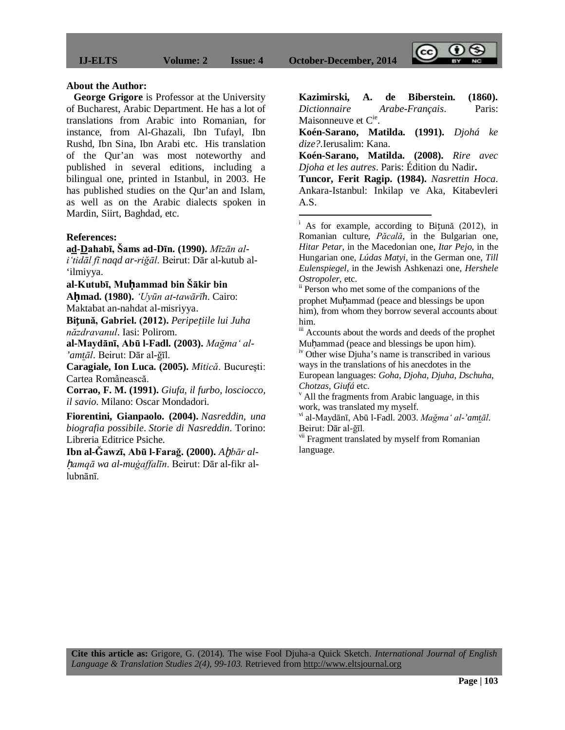**About the Author:**

**George Grigore** is Professor at the University of Bucharest, Arabic Department. He has a lot of translations from Arabic into Romanian, for instance, from Al-Ghazali, Ibn Tufayl, Ibn Rushd, Ibn Sina, Ibn Arabi etc. His translation of the Qur'an was most noteworthy and published in several editions, including a bilingual one, printed in Istanbul, in 2003. He has published studies on the Qur'an and Islam, as well as on the Arabic dialects spoken in Mardin, Siirt, Baghdad, etc.

**References:**

**aḏ-Ḏahabī, Šams ad-Dīn. (1990).** *Mīzān al-i'tidāl fī naqd ar-riğāl*. Beirut: Dār al-kutub al-'ilmiyya.

**al-Kutubī, Muḥammad bin Šākir bin Aḥmad. (1980).** *'Uyūn at-tawārīh*. Cairo: Maktabat an-nahdat al-misriyya.

**Biţună, Gabriel. (2012).** *Peripeţiile lui Juha năzdravanul*. Iasi: Polirom.

**al-Maydānī, Abū l-Fadl. (2003).** *Mağma' al-'amṯāl*. Beirut: Dār al-ğīl.

**Caragiale, Ion Luca. (2005).** *Mitică*. Bucureşti: Cartea Românească.

**Corrao, F. M. (1991).** *Giufa, il furbo, losciocco, il savio*. Milano: Oscar Mondadori.

**Fiorentini, Gianpaolo. (2004).** *Nasreddin, una biografia possibile*. *Storie di Nasreddin*. Torino: Libreria Editrice Psiche.

**Ibn al-Ğawzī, Abū l-Farağ. (2000).** *Aḫbār al-ḥamqā wa al-muġaffalīn*. Beirut: Dār al-fikr al-lubnānī.

**Kazimirski, A. de Biberstein. (1860).** *Dictionnaire Arabe-Français*. Paris: Maisonneuve et C[ie].

**Koén-Sarano, Matilda. (1991).** *Djohá ke dize?*.Ierusalim: Kana.

**Koén-Sarano, Matilda. (2008).** *Rire avec Djoha et les autres*. Paris: Édition du Nadir**.**

**Tuncor, Ferit Ragip. (1984).** *Nasrettin Hoca*. Ankara-Istanbul: Inkilap ve Aka, Kitabevleri A.S.

---

[i] As for example, according to Biţună (2012), in Romanian culture, *Păcală*, in the Bulgarian one, *Hitar Petar*, in the Macedonian one, *Itar Pejo*, in the Hungarian one, *Lúdas Matyi*, in the German one, *Till Eulenspiegel*, in the Jewish Ashkenazi one, *Hershele Ostropoler*, etc.

[ii] Person who met some of the companions of the prophet Muḥammad (peace and blessings be upon him), from whom they borrow several accounts about him.

[iii] Accounts about the words and deeds of the prophet Muḥammad (peace and blessings be upon him).

[iv] Other wise Djuha's name is transcribed in various ways in the translations of his anecdotes in the European languages: *Goha*, *Djoha*, *Djuha*, *Dschuha*, *Chotzas*, *Giufá* etc.

[v] All the fragments from Arabic language, in this work, was translated my myself.

[vi] al-Maydānī, Abū l-Fadl. 2003. *Mağma' al-'amṯāl*. Beirut: Dār al-ğīl.

[vii] Fragment translated by myself from Romanian language.

**Cite this article as:** Grigore, G. (2014). The wise Fool Djuha-a Quick Sketch. *International Journal of English Language & Translation Studies 2(4), 99-103.* Retrieved from http://www.eltsjournal.org